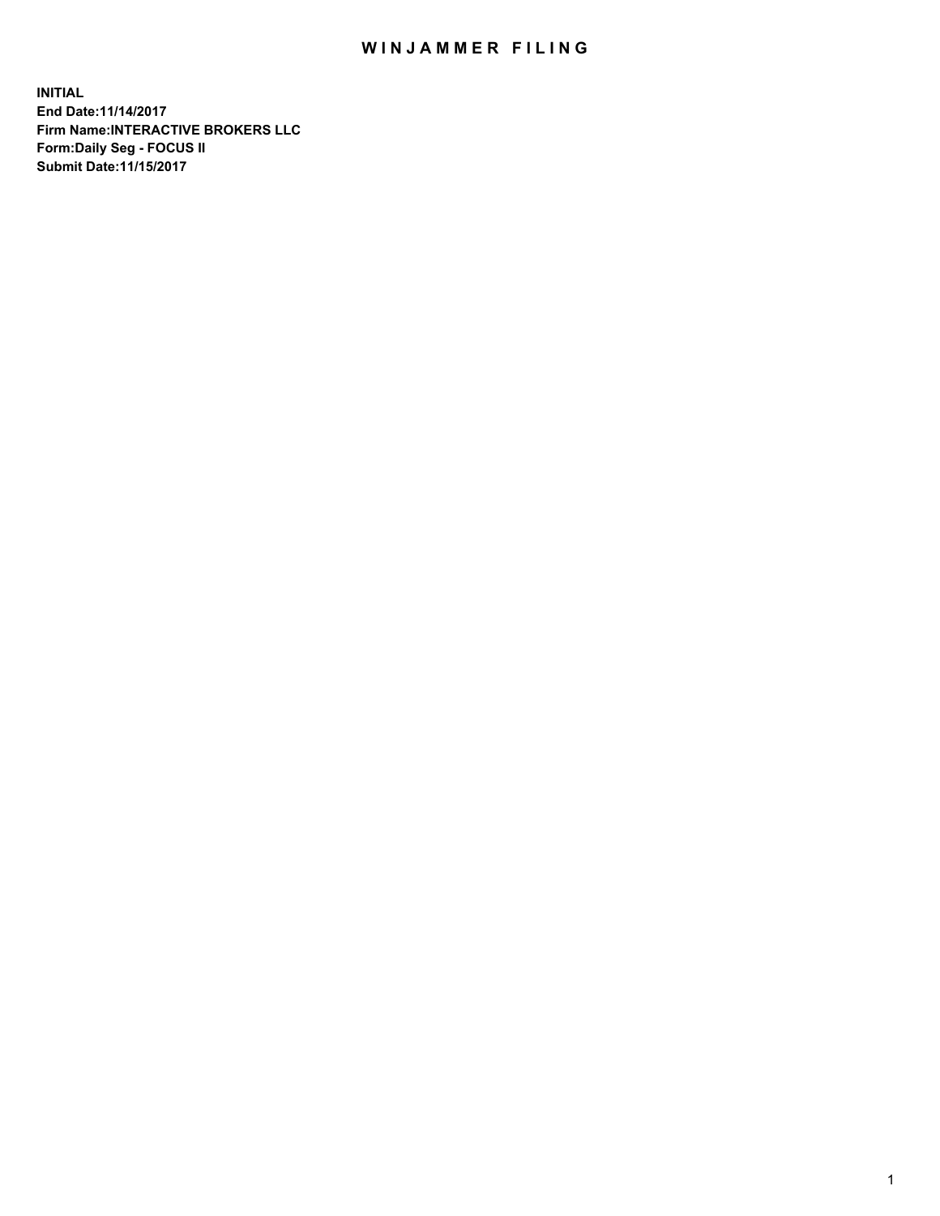# WINJAMMER FILING

**INITIAL**
**End Date:11/14/2017**
**Firm Name:INTERACTIVE BROKERS LLC**
**Form:Daily Seg - FOCUS II**
**Submit Date:11/15/2017**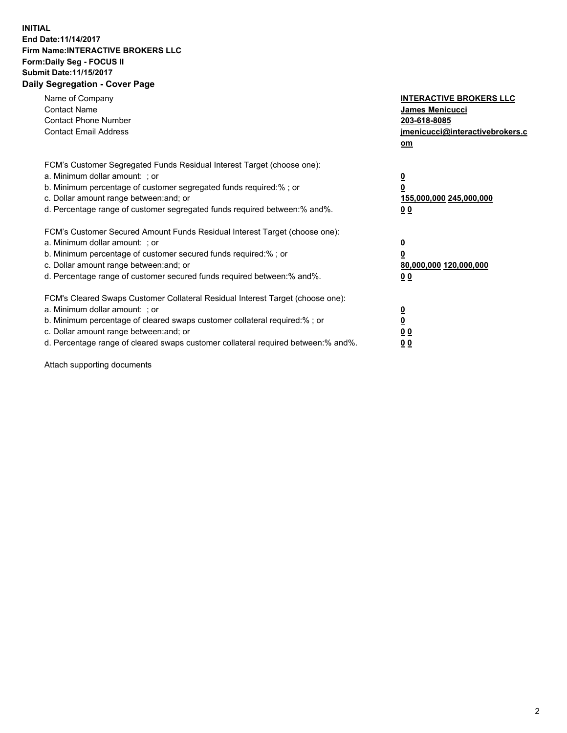**INITIAL**
**End Date:11/14/2017**
**Firm Name:INTERACTIVE BROKERS LLC**
**Form:Daily Seg - FOCUS II**
**Submit Date:11/15/2017**
**Daily Segregation - Cover Page**

| | |
|---|---|
| Name of Company | **INTERACTIVE BROKERS LLC** |
| Contact Name | **James Menicucci** |
| Contact Phone Number | **203-618-8085** |
| Contact Email Address | **jmenicucci@interactivebrokers.com** |

FCM's Customer Segregated Funds Residual Interest Target (choose one):

| | |
|---|---|
| a. Minimum dollar amount: ; or | **0** |
| b. Minimum percentage of customer segregated funds required:% ; or | **0** |
| c. Dollar amount range between:and; or | **155,000,000 245,000,000** |
| d. Percentage range of customer segregated funds required between:% and%. | **0 0** |

FCM's Customer Secured Amount Funds Residual Interest Target (choose one):

| | |
|---|---|
| a. Minimum dollar amount: ; or | **0** |
| b. Minimum percentage of customer secured funds required:% ; or | **0** |
| c. Dollar amount range between:and; or | **80,000,000 120,000,000** |
| d. Percentage range of customer secured funds required between:% and%. | **0 0** |

FCM's Cleared Swaps Customer Collateral Residual Interest Target (choose one):

| | |
|---|---|
| a. Minimum dollar amount: ; or | **0** |
| b. Minimum percentage of cleared swaps customer collateral required:% ; or | **0** |
| c. Dollar amount range between:and; or | **0 0** |
| d. Percentage range of cleared swaps customer collateral required between:% and%. | **0 0** |

Attach supporting documents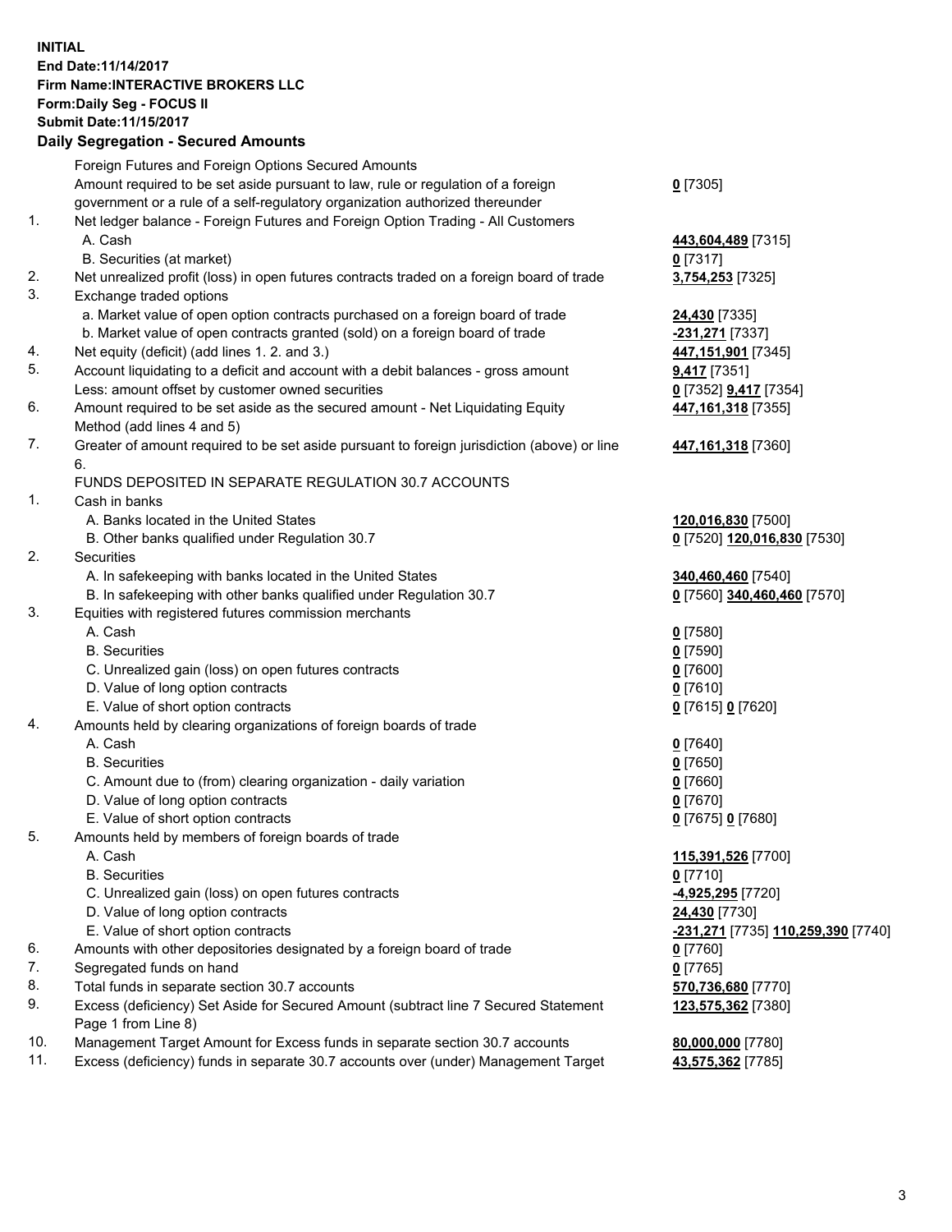**INITIAL**
**End Date:11/14/2017**
**Firm Name:INTERACTIVE BROKERS LLC**
**Form:Daily Seg - FOCUS II**
**Submit Date:11/15/2017**
**Daily Segregation - Secured Amounts**

| | | |
|---|---|---|
| | Foreign Futures and Foreign Options Secured Amounts | |
| | Amount required to be set aside pursuant to law, rule or regulation of a foreign government or a rule of a self-regulatory organization authorized thereunder | **0** [7305] |
| 1. | Net ledger balance - Foreign Futures and Foreign Option Trading - All Customers | |
| | A. Cash | **443,604,489** [7315] |
| | B. Securities (at market) | **0** [7317] |
| 2. | Net unrealized profit (loss) in open futures contracts traded on a foreign board of trade | **3,754,253** [7325] |
| 3. | Exchange traded options | |
| | a. Market value of open option contracts purchased on a foreign board of trade | **24,430** [7335] |
| | b. Market value of open contracts granted (sold) on a foreign board of trade | **-231,271** [7337] |
| 4. | Net equity (deficit) (add lines 1. 2. and 3.) | **447,151,901** [7345] |
| 5. | Account liquidating to a deficit and account with a debit balances - gross amount | **9,417** [7351] |
| | Less: amount offset by customer owned securities | **0** [7352] **9,417** [7354] |
| 6. | Amount required to be set aside as the secured amount - Net Liquidating Equity Method (add lines 4 and 5) | **447,161,318** [7355] |
| 7. | Greater of amount required to be set aside pursuant to foreign jurisdiction (above) or line 6. | **447,161,318** [7360] |
| | FUNDS DEPOSITED IN SEPARATE REGULATION 30.7 ACCOUNTS | |
| 1. | Cash in banks | |
| | A. Banks located in the United States | **120,016,830** [7500] |
| | B. Other banks qualified under Regulation 30.7 | **0** [7520] **120,016,830** [7530] |
| 2. | Securities | |
| | A. In safekeeping with banks located in the United States | **340,460,460** [7540] |
| | B. In safekeeping with other banks qualified under Regulation 30.7 | **0** [7560] **340,460,460** [7570] |
| 3. | Equities with registered futures commission merchants | |
| | A. Cash | **0** [7580] |
| | B. Securities | **0** [7590] |
| | C. Unrealized gain (loss) on open futures contracts | **0** [7600] |
| | D. Value of long option contracts | **0** [7610] |
| | E. Value of short option contracts | **0** [7615] **0** [7620] |
| 4. | Amounts held by clearing organizations of foreign boards of trade | |
| | A. Cash | **0** [7640] |
| | B. Securities | **0** [7650] |
| | C. Amount due to (from) clearing organization - daily variation | **0** [7660] |
| | D. Value of long option contracts | **0** [7670] |
| | E. Value of short option contracts | **0** [7675] **0** [7680] |
| 5. | Amounts held by members of foreign boards of trade | |
| | A. Cash | **115,391,526** [7700] |
| | B. Securities | **0** [7710] |
| | C. Unrealized gain (loss) on open futures contracts | **-4,925,295** [7720] |
| | D. Value of long option contracts | **24,430** [7730] |
| | E. Value of short option contracts | **-231,271** [7735] **110,259,390** [7740] |
| 6. | Amounts with other depositories designated by a foreign board of trade | **0** [7760] |
| 7. | Segregated funds on hand | **0** [7765] |
| 8. | Total funds in separate section 30.7 accounts | **570,736,680** [7770] |
| 9. | Excess (deficiency) Set Aside for Secured Amount (subtract line 7 Secured Statement Page 1 from Line 8) | **123,575,362** [7380] |
| 10. | Management Target Amount for Excess funds in separate section 30.7 accounts | **80,000,000** [7780] |
| 11. | Excess (deficiency) funds in separate 30.7 accounts over (under) Management Target | **43,575,362** [7785] |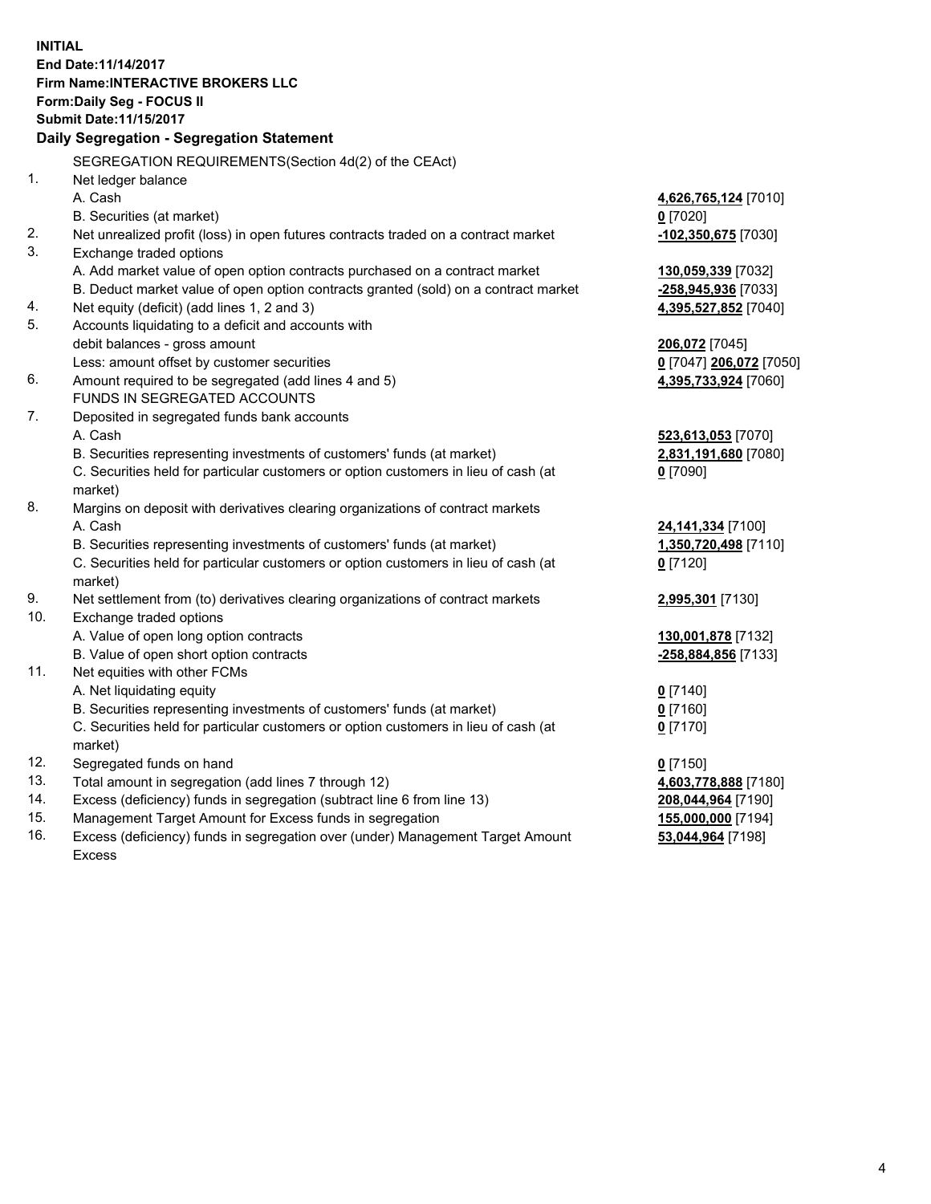**INITIAL**
**End Date:11/14/2017**
**Firm Name:INTERACTIVE BROKERS LLC**
**Form:Daily Seg - FOCUS II**
**Submit Date:11/15/2017**

## Daily Segregation - Segregation Statement

SEGREGATION REQUIREMENTS(Section 4d(2) of the CEAct)

| | | |
|---|---|---|
| 1. | Net ledger balance | |
| | A. Cash | **4,626,765,124** [7010] |
| | B. Securities (at market) | **0** [7020] |
| 2. | Net unrealized profit (loss) in open futures contracts traded on a contract market | **-102,350,675** [7030] |
| 3. | Exchange traded options | |
| | A. Add market value of open option contracts purchased on a contract market | **130,059,339** [7032] |
| | B. Deduct market value of open option contracts granted (sold) on a contract market | **-258,945,936** [7033] |
| 4. | Net equity (deficit) (add lines 1, 2 and 3) | **4,395,527,852** [7040] |
| 5. | Accounts liquidating to a deficit and accounts with debit balances - gross amount | **206,072** [7045] |
| | Less: amount offset by customer securities | **0** [7047] **206,072** [7050] |
| 6. | Amount required to be segregated (add lines 4 and 5) | **4,395,733,924** [7060] |
| | FUNDS IN SEGREGATED ACCOUNTS | |
| 7. | Deposited in segregated funds bank accounts | |
| | A. Cash | **523,613,053** [7070] |
| | B. Securities representing investments of customers' funds (at market) | **2,831,191,680** [7080] |
| | C. Securities held for particular customers or option customers in lieu of cash (at market) | **0** [7090] |
| 8. | Margins on deposit with derivatives clearing organizations of contract markets | |
| | A. Cash | **24,141,334** [7100] |
| | B. Securities representing investments of customers' funds (at market) | **1,350,720,498** [7110] |
| | C. Securities held for particular customers or option customers in lieu of cash (at market) | **0** [7120] |
| 9. | Net settlement from (to) derivatives clearing organizations of contract markets | **2,995,301** [7130] |
| 10. | Exchange traded options | |
| | A. Value of open long option contracts | **130,001,878** [7132] |
| | B. Value of open short option contracts | **-258,884,856** [7133] |
| 11. | Net equities with other FCMs | |
| | A. Net liquidating equity | **0** [7140] |
| | B. Securities representing investments of customers' funds (at market) | **0** [7160] |
| | C. Securities held for particular customers or option customers in lieu of cash (at market) | **0** [7170] |
| 12. | Segregated funds on hand | **0** [7150] |
| 13. | Total amount in segregation (add lines 7 through 12) | **4,603,778,888** [7180] |
| 14. | Excess (deficiency) funds in segregation (subtract line 6 from line 13) | **208,044,964** [7190] |
| 15. | Management Target Amount for Excess funds in segregation | **155,000,000** [7194] |
| 16. | Excess (deficiency) funds in segregation over (under) Management Target Amount Excess | **53,044,964** [7198] |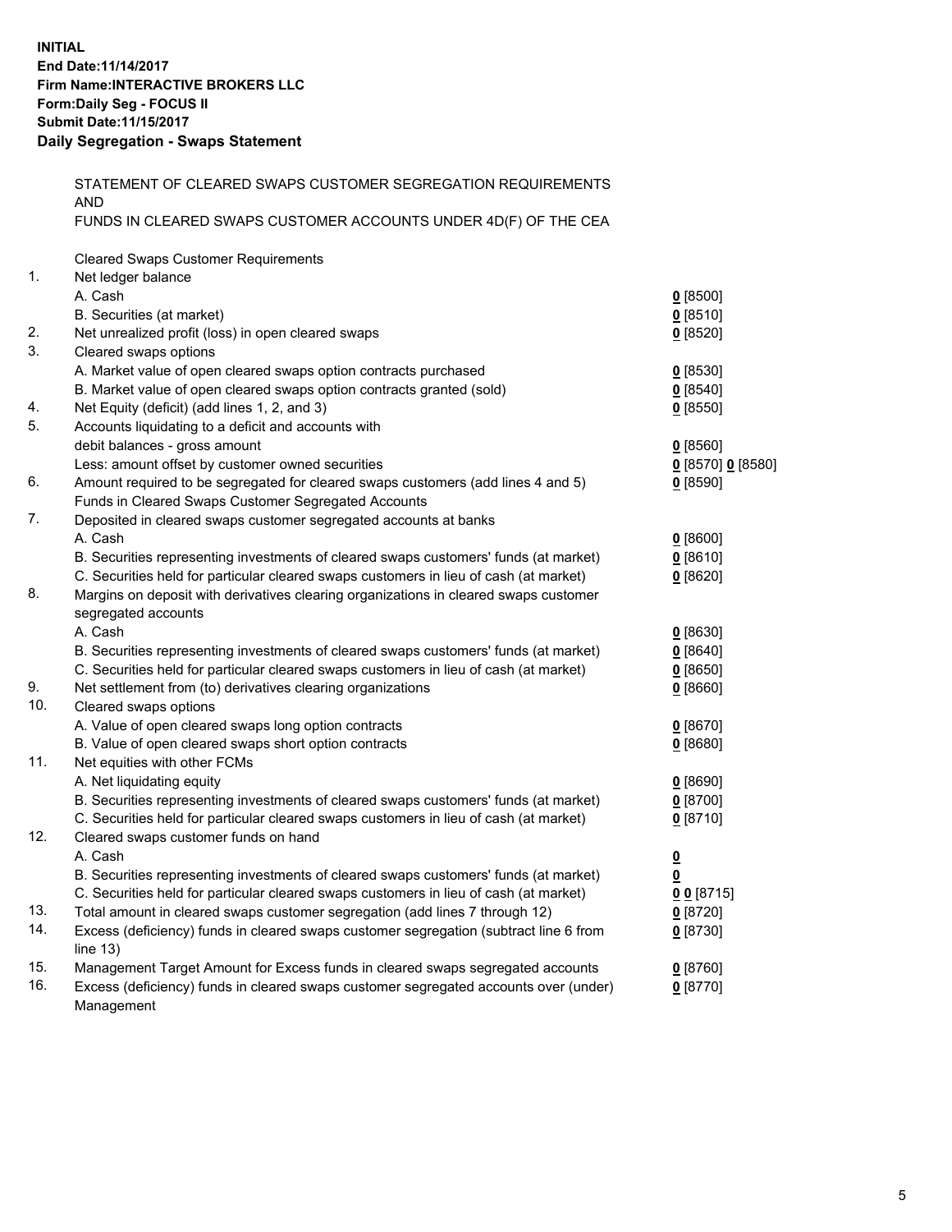**INITIAL**
**End Date:11/14/2017**
**Firm Name:INTERACTIVE BROKERS LLC**
**Form:Daily Seg - FOCUS II**
**Submit Date:11/15/2017**
**Daily Segregation - Swaps Statement**

STATEMENT OF CLEARED SWAPS CUSTOMER SEGREGATION REQUIREMENTS AND FUNDS IN CLEARED SWAPS CUSTOMER ACCOUNTS UNDER 4D(F) OF THE CEA

| | | |
|---|---|---|
| | Cleared Swaps Customer Requirements | |
| 1. | Net ledger balance | |
| | A. Cash | 0 [8500] |
| | B. Securities (at market) | 0 [8510] |
| 2. | Net unrealized profit (loss) in open cleared swaps | 0 [8520] |
| 3. | Cleared swaps options | |
| | A. Market value of open cleared swaps option contracts purchased | 0 [8530] |
| | B. Market value of open cleared swaps option contracts granted (sold) | 0 [8540] |
| 4. | Net Equity (deficit) (add lines 1, 2, and 3) | 0 [8550] |
| 5. | Accounts liquidating to a deficit and accounts with debit balances - gross amount | 0 [8560] |
| | Less: amount offset by customer owned securities | 0 [8570] 0 [8580] |
| 6. | Amount required to be segregated for cleared swaps customers (add lines 4 and 5) | 0 [8590] |
| | Funds in Cleared Swaps Customer Segregated Accounts | |
| 7. | Deposited in cleared swaps customer segregated accounts at banks | |
| | A. Cash | 0 [8600] |
| | B. Securities representing investments of cleared swaps customers' funds (at market) | 0 [8610] |
| | C. Securities held for particular cleared swaps customers in lieu of cash (at market) | 0 [8620] |
| 8. | Margins on deposit with derivatives clearing organizations in cleared swaps customer segregated accounts | |
| | A. Cash | 0 [8630] |
| | B. Securities representing investments of cleared swaps customers' funds (at market) | 0 [8640] |
| | C. Securities held for particular cleared swaps customers in lieu of cash (at market) | 0 [8650] |
| 9. | Net settlement from (to) derivatives clearing organizations | 0 [8660] |
| 10. | Cleared swaps options | |
| | A. Value of open cleared swaps long option contracts | 0 [8670] |
| | B. Value of open cleared swaps short option contracts | 0 [8680] |
| 11. | Net equities with other FCMs | |
| | A. Net liquidating equity | 0 [8690] |
| | B. Securities representing investments of cleared swaps customers' funds (at market) | 0 [8700] |
| | C. Securities held for particular cleared swaps customers in lieu of cash (at market) | 0 [8710] |
| 12. | Cleared swaps customer funds on hand | |
| | A. Cash | 0 |
| | B. Securities representing investments of cleared swaps customers' funds (at market) | 0 |
| | C. Securities held for particular cleared swaps customers in lieu of cash (at market) | 0 0 [8715] |
| 13. | Total amount in cleared swaps customer segregation (add lines 7 through 12) | 0 [8720] |
| 14. | Excess (deficiency) funds in cleared swaps customer segregation (subtract line 6 from line 13) | 0 [8730] |
| 15. | Management Target Amount for Excess funds in cleared swaps segregated accounts | 0 [8760] |
| 16. | Excess (deficiency) funds in cleared swaps customer segregated accounts over (under) Management | 0 [8770] |